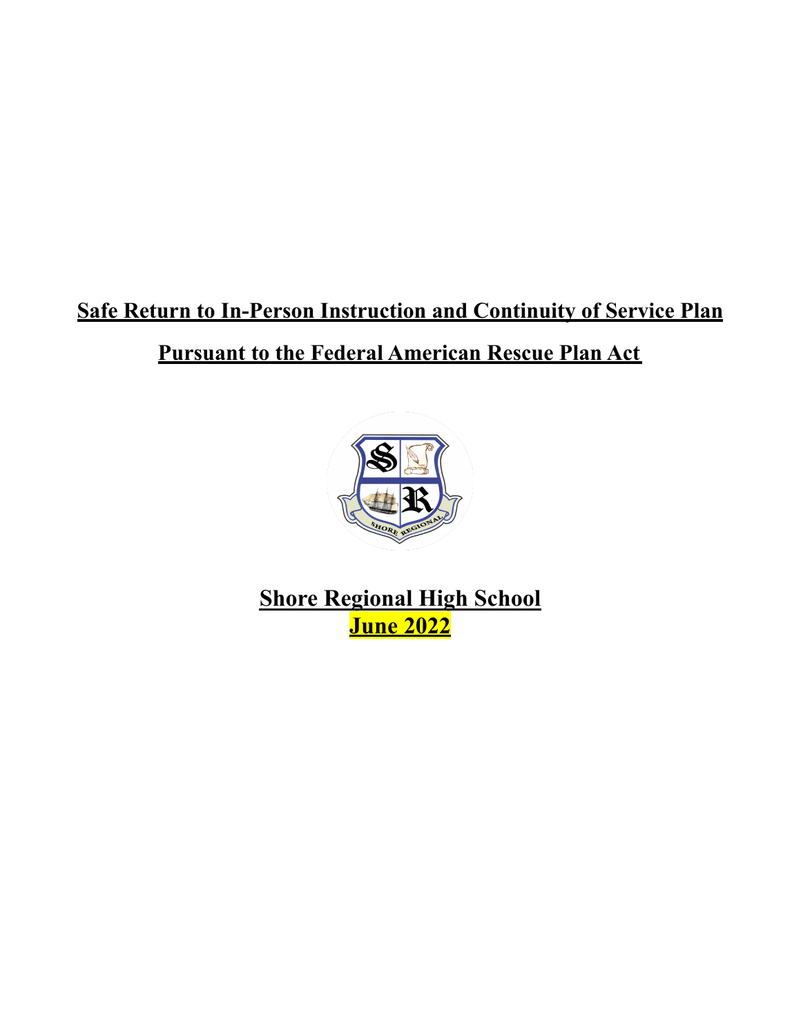# Safe Return to In-Person Instruction and Continuity of Service Plan

# Pursuant to the Federal American Rescue Plan Act

## Shore Regional High School

## June 2022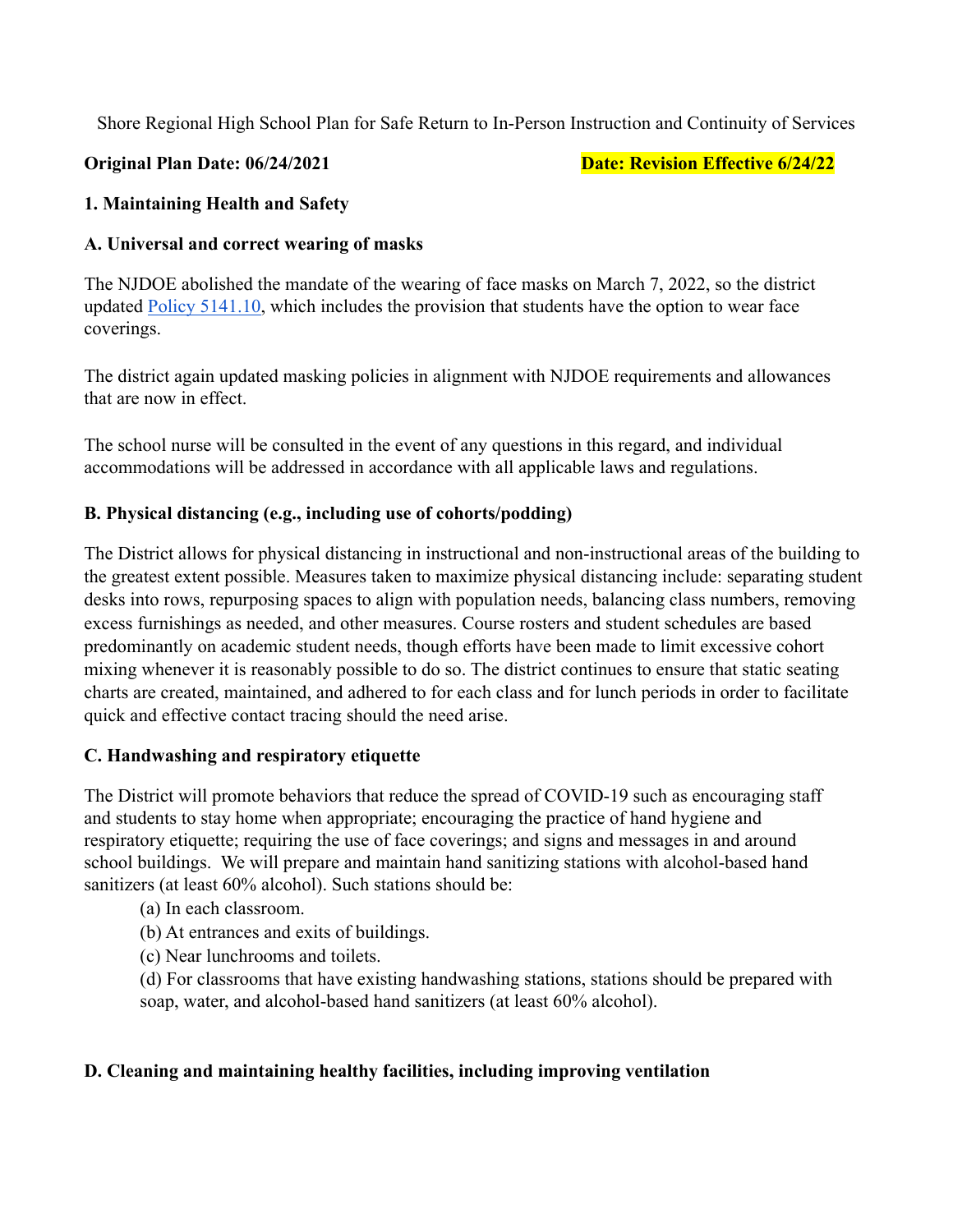Shore Regional High School Plan for Safe Return to In-Person Instruction and Continuity of Services

**Original Plan Date: 06/24/2021** **Date: Revision Effective 6/24/22**

**1. Maintaining Health and Safety**

**A. Universal and correct wearing of masks**

The NJDOE abolished the mandate of the wearing of face masks on March 7, 2022, so the district updated [Policy 5141.10](), which includes the provision that students have the option to wear face coverings.

The district again updated masking policies in alignment with NJDOE requirements and allowances that are now in effect.

The school nurse will be consulted in the event of any questions in this regard, and individual accommodations will be addressed in accordance with all applicable laws and regulations.

**B. Physical distancing (e.g., including use of cohorts/podding)**

The District allows for physical distancing in instructional and non-instructional areas of the building to the greatest extent possible. Measures taken to maximize physical distancing include: separating student desks into rows, repurposing spaces to align with population needs, balancing class numbers, removing excess furnishings as needed, and other measures. Course rosters and student schedules are based predominantly on academic student needs, though efforts have been made to limit excessive cohort mixing whenever it is reasonably possible to do so. The district continues to ensure that static seating charts are created, maintained, and adhered to for each class and for lunch periods in order to facilitate quick and effective contact tracing should the need arise.

**C. Handwashing and respiratory etiquette**

The District will promote behaviors that reduce the spread of COVID-19 such as encouraging staff and students to stay home when appropriate; encouraging the practice of hand hygiene and respiratory etiquette; requiring the use of face coverings; and signs and messages in and around school buildings. We will prepare and maintain hand sanitizing stations with alcohol-based hand sanitizers (at least 60% alcohol). Such stations should be:

(a) In each classroom.
(b) At entrances and exits of buildings.
(c) Near lunchrooms and toilets.
(d) For classrooms that have existing handwashing stations, stations should be prepared with soap, water, and alcohol-based hand sanitizers (at least 60% alcohol).

**D. Cleaning and maintaining healthy facilities, including improving ventilation**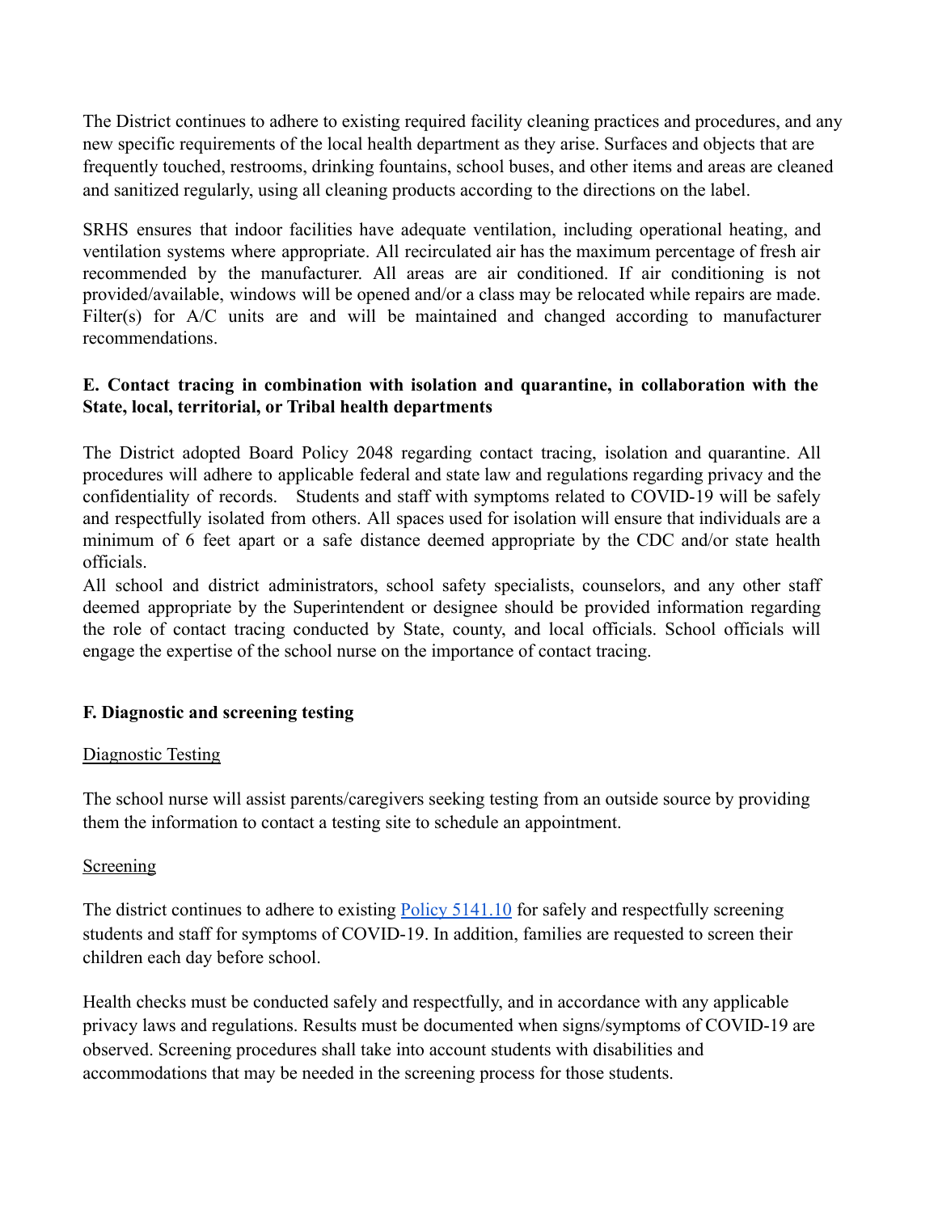The District continues to adhere to existing required facility cleaning practices and procedures, and any new specific requirements of the local health department as they arise. Surfaces and objects that are frequently touched, restrooms, drinking fountains, school buses, and other items and areas are cleaned and sanitized regularly, using all cleaning products according to the directions on the label.

SRHS ensures that indoor facilities have adequate ventilation, including operational heating, and ventilation systems where appropriate. All recirculated air has the maximum percentage of fresh air recommended by the manufacturer. All areas are air conditioned. If air conditioning is not provided/available, windows will be opened and/or a class may be relocated while repairs are made. Filter(s) for A/C units are and will be maintained and changed according to manufacturer recommendations.

**E. Contact tracing in combination with isolation and quarantine, in collaboration with the State, local, territorial, or Tribal health departments**

The District adopted Board Policy 2048 regarding contact tracing, isolation and quarantine. All procedures will adhere to applicable federal and state law and regulations regarding privacy and the confidentiality of records. Students and staff with symptoms related to COVID-19 will be safely and respectfully isolated from others. All spaces used for isolation will ensure that individuals are a minimum of 6 feet apart or a safe distance deemed appropriate by the CDC and/or state health officials.

All school and district administrators, school safety specialists, counselors, and any other staff deemed appropriate by the Superintendent or designee should be provided information regarding the role of contact tracing conducted by State, county, and local officials. School officials will engage the expertise of the school nurse on the importance of contact tracing.

**F. Diagnostic and screening testing**

Diagnostic Testing

The school nurse will assist parents/caregivers seeking testing from an outside source by providing them the information to contact a testing site to schedule an appointment.

Screening

The district continues to adhere to existing Policy 5141.10 for safely and respectfully screening students and staff for symptoms of COVID-19. In addition, families are requested to screen their children each day before school.

Health checks must be conducted safely and respectfully, and in accordance with any applicable privacy laws and regulations. Results must be documented when signs/symptoms of COVID-19 are observed. Screening procedures shall take into account students with disabilities and accommodations that may be needed in the screening process for those students.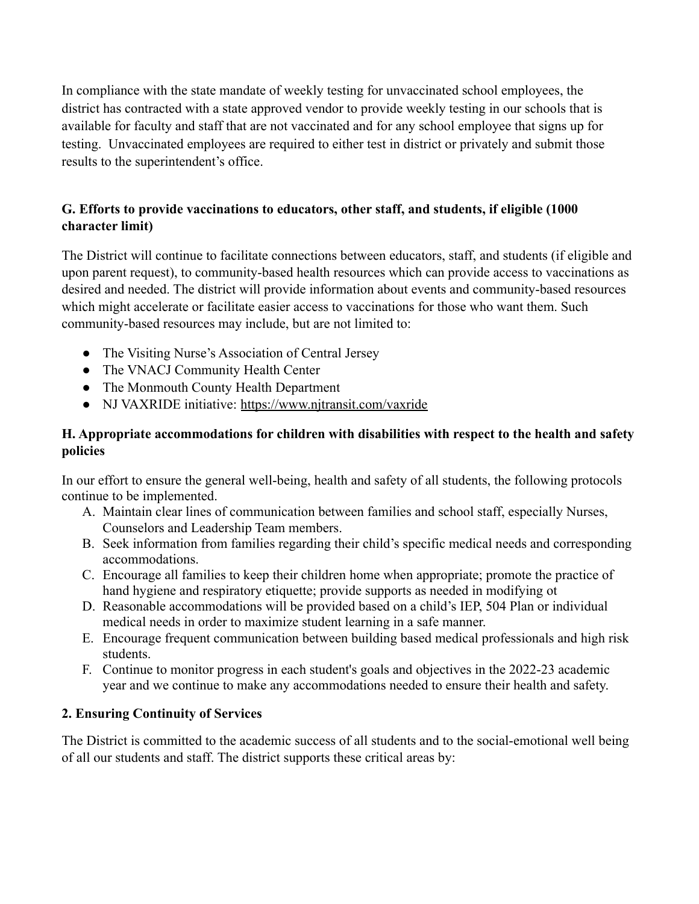In compliance with the state mandate of weekly testing for unvaccinated school employees, the district has contracted with a state approved vendor to provide weekly testing in our schools that is available for faculty and staff that are not vaccinated and for any school employee that signs up for testing. Unvaccinated employees are required to either test in district or privately and submit those results to the superintendent's office.

### G. Efforts to provide vaccinations to educators, other staff, and students, if eligible (1000 character limit)

The District will continue to facilitate connections between educators, staff, and students (if eligible and upon parent request), to community-based health resources which can provide access to vaccinations as desired and needed. The district will provide information about events and community-based resources which might accelerate or facilitate easier access to vaccinations for those who want them. Such community-based resources may include, but are not limited to:

- The Visiting Nurse's Association of Central Jersey
- The VNACJ Community Health Center
- The Monmouth County Health Department
- NJ VAXRIDE initiative: https://www.njtransit.com/vaxride

### H. Appropriate accommodations for children with disabilities with respect to the health and safety policies

In our effort to ensure the general well-being, health and safety of all students, the following protocols continue to be implemented.

A. Maintain clear lines of communication between families and school staff, especially Nurses, Counselors and Leadership Team members.
B. Seek information from families regarding their child's specific medical needs and corresponding accommodations.
C. Encourage all families to keep their children home when appropriate; promote the practice of hand hygiene and respiratory etiquette; provide supports as needed in modifying ot
D. Reasonable accommodations will be provided based on a child's IEP, 504 Plan or individual medical needs in order to maximize student learning in a safe manner.
E. Encourage frequent communication between building based medical professionals and high risk students.
F. Continue to monitor progress in each student's goals and objectives in the 2022-23 academic year and we continue to make any accommodations needed to ensure their health and safety.

## 2. Ensuring Continuity of Services

The District is committed to the academic success of all students and to the social-emotional well being of all our students and staff. The district supports these critical areas by: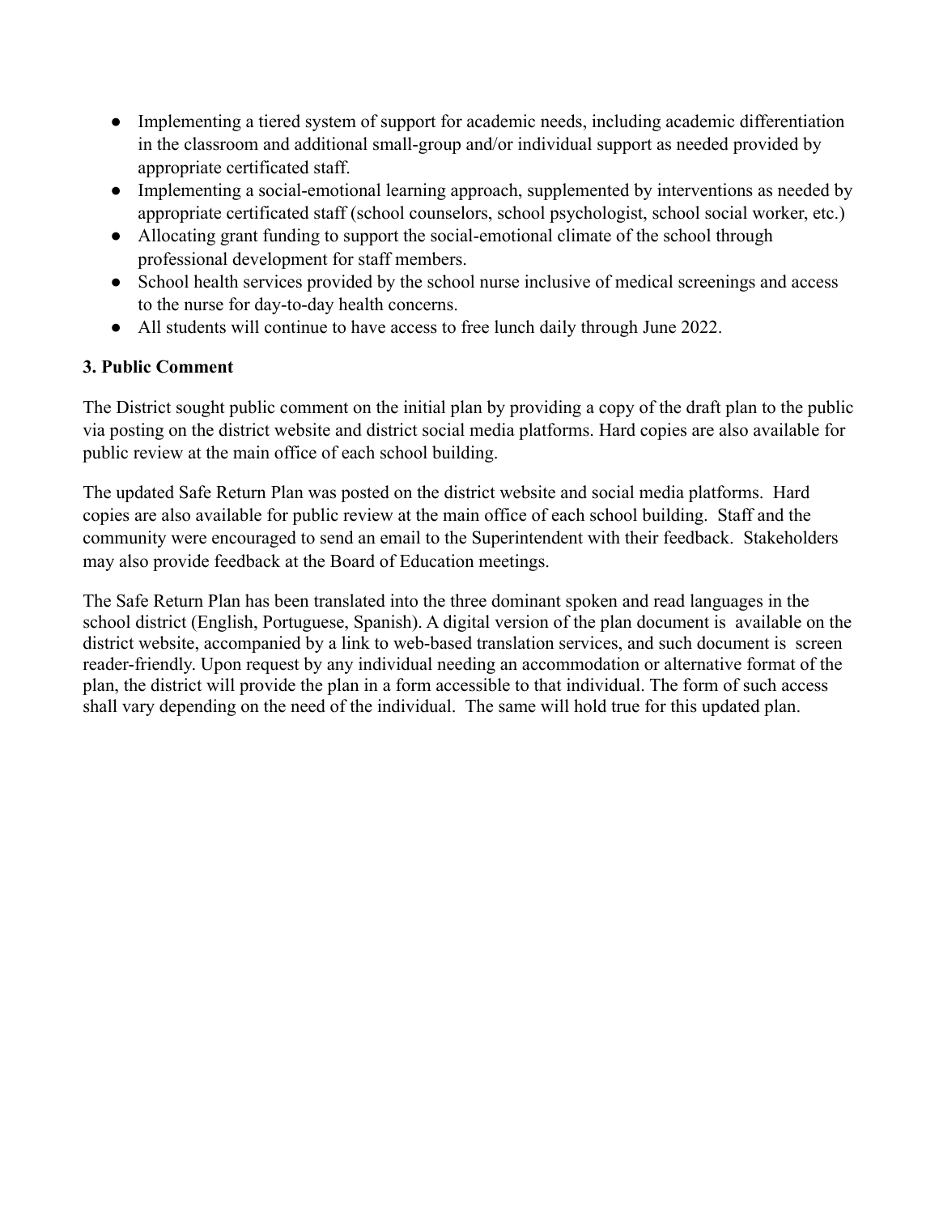- Implementing a tiered system of support for academic needs, including academic differentiation in the classroom and additional small-group and/or individual support as needed provided by appropriate certificated staff.
- Implementing a social-emotional learning approach, supplemented by interventions as needed by appropriate certificated staff (school counselors, school psychologist, school social worker, etc.)
- Allocating grant funding to support the social-emotional climate of the school through professional development for staff members.
- School health services provided by the school nurse inclusive of medical screenings and access to the nurse for day-to-day health concerns.
- All students will continue to have access to free lunch daily through June 2022.

**3. Public Comment**

The District sought public comment on the initial plan by providing a copy of the draft plan to the public via posting on the district website and district social media platforms. Hard copies are also available for public review at the main office of each school building.

The updated Safe Return Plan was posted on the district website and social media platforms. Hard copies are also available for public review at the main office of each school building. Staff and the community were encouraged to send an email to the Superintendent with their feedback. Stakeholders may also provide feedback at the Board of Education meetings.

The Safe Return Plan has been translated into the three dominant spoken and read languages in the school district (English, Portuguese, Spanish). A digital version of the plan document is available on the district website, accompanied by a link to web-based translation services, and such document is screen reader-friendly. Upon request by any individual needing an accommodation or alternative format of the plan, the district will provide the plan in a form accessible to that individual. The form of such access shall vary depending on the need of the individual. The same will hold true for this updated plan.